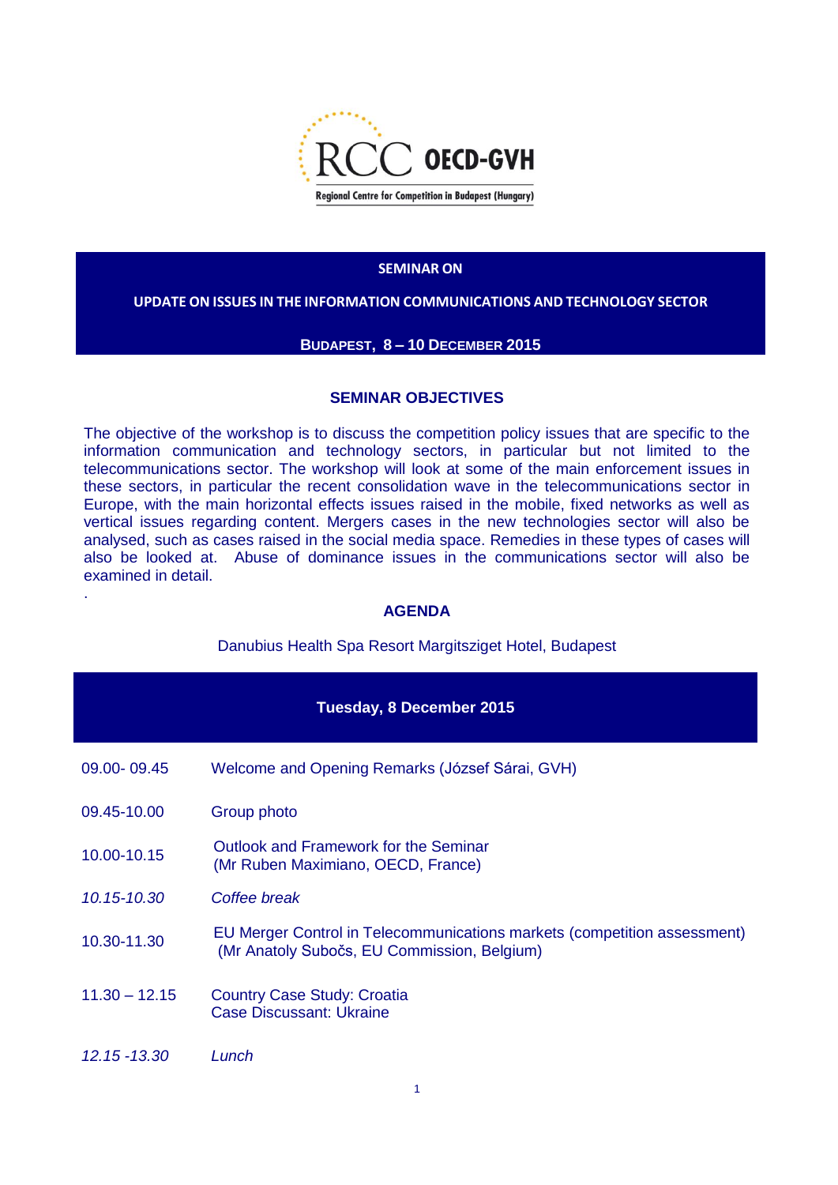RCC OECD-GVH

Regional Centre for Competition in Budapest (Hungary)

**SEMINAR ON**

**UPDATE ON ISSUES IN THE INFORMATION COMMUNICATIONS AND TECHNOLOGY SECTOR**

**BUDAPEST, 8 – 10 DECEMBER 2015**

## SEMINAR OBJECTIVES

The objective of the workshop is to discuss the competition policy issues that are specific to the information communication and technology sectors, in particular but not limited to the telecommunications sector. The workshop will look at some of the main enforcement issues in these sectors, in particular the recent consolidation wave in the telecommunications sector in Europe, with the main horizontal effects issues raised in the mobile, fixed networks as well as vertical issues regarding content. Mergers cases in the new technologies sector will also be analysed, such as cases raised in the social media space. Remedies in these types of cases will also be looked at. Abuse of dominance issues in the communications sector will also be examined in detail.

.

## AGENDA

Danubius Health Spa Resort Margitsziget Hotel, Budapest

### Tuesday, 8 December 2015

| | |
|---|---|
| 09.00- 09.45 | Welcome and Opening Remarks (József Sárai, GVH) |
| 09.45-10.00 | Group photo |
| 10.00-10.15 | Outlook and Framework for the Seminar<br>(Mr Ruben Maximiano, OECD, France) |
| *10.15-10.30* | *Coffee break* |
| 10.30-11.30 | EU Merger Control in Telecommunications markets (competition assessment)<br>(Mr Anatoly Subočs, EU Commission, Belgium) |
| 11.30 – 12.15 | Country Case Study: Croatia<br>Case Discussant: Ukraine |
| *12.15 -13.30* | *Lunch* |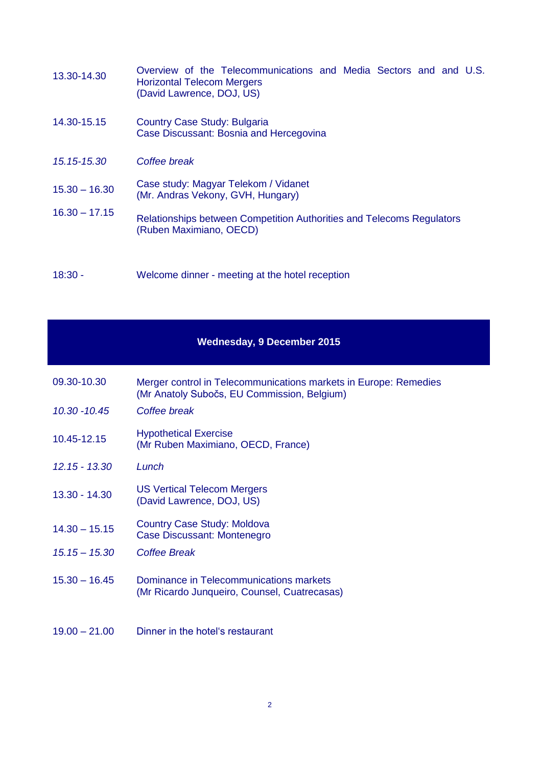| | |
|---|---|
| 13.30-14.30 | Overview of the Telecommunications and Media Sectors and and U.S. Horizontal Telecom Mergers<br>(David Lawrence, DOJ, US) |
| 14.30-15.15 | Country Case Study: Bulgaria<br>Case Discussant: Bosnia and Hercegovina |
| *15.15-15.30* | *Coffee break* |
| 15.30 – 16.30 | Case study: Magyar Telekom / Vidanet<br>(Mr. Andras Vekony, GVH, Hungary) |
| 16.30 – 17.15 | Relationships between Competition Authorities and Telecoms Regulators<br>(Ruben Maximiano, OECD) |
| 18:30 - | Welcome dinner - meeting at the hotel reception |

## Wednesday, 9 December 2015

| | |
|---|---|
| 09.30-10.30 | Merger control in Telecommunications markets in Europe: Remedies<br>(Mr Anatoly Subočs, EU Commission, Belgium) |
| *10.30 -10.45* | *Coffee break* |
| 10.45-12.15 | Hypothetical Exercise<br>(Mr Ruben Maximiano, OECD, France) |
| *12.15 - 13.30* | *Lunch* |
| 13.30 - 14.30 | US Vertical Telecom Mergers<br>(David Lawrence, DOJ, US) |
| 14.30 – 15.15 | Country Case Study: Moldova<br>Case Discussant: Montenegro |
| *15.15 – 15.30* | *Coffee Break* |
| 15.30 – 16.45 | Dominance in Telecommunications markets<br>(Mr Ricardo Junqueiro, Counsel, Cuatrecasas) |
| 19.00 – 21.00 | Dinner in the hotel's restaurant |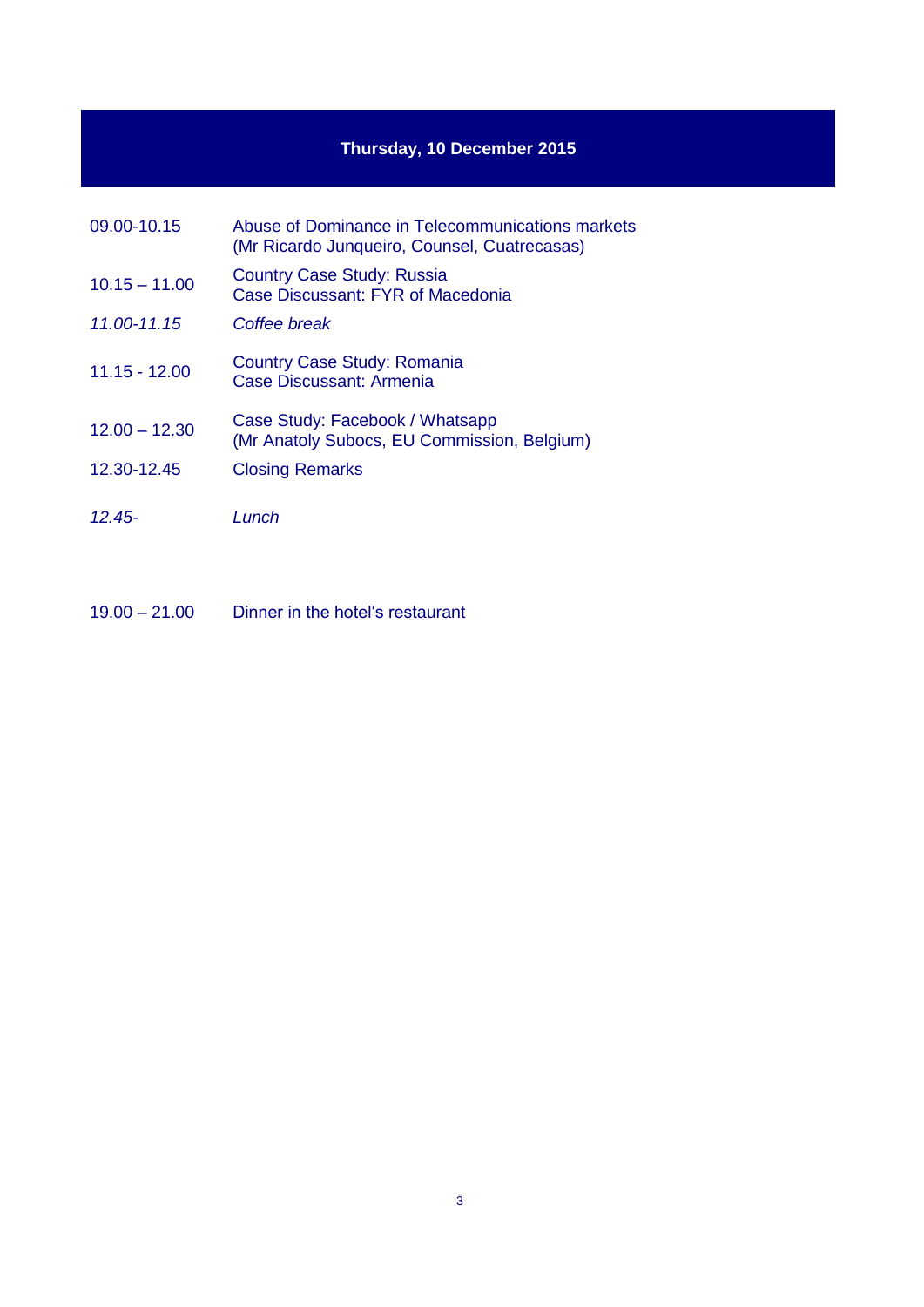## Thursday, 10 December 2015

| | |
|---|---|
| 09.00-10.15 | Abuse of Dominance in Telecommunications markets<br>(Mr Ricardo Junqueiro, Counsel, Cuatrecasas) |
| 10.15 – 11.00 | Country Case Study: Russia<br>Case Discussant: FYR of Macedonia |
| *11.00-11.15* | *Coffee break* |
| 11.15 - 12.00 | Country Case Study: Romania<br>Case Discussant: Armenia |
| 12.00 – 12.30 | Case Study: Facebook / Whatsapp<br>(Mr Anatoly Subocs, EU Commission, Belgium) |
| 12.30-12.45 | Closing Remarks |
| *12.45-* | *Lunch* |
| 19.00 – 21.00 | Dinner in the hotel's restaurant |